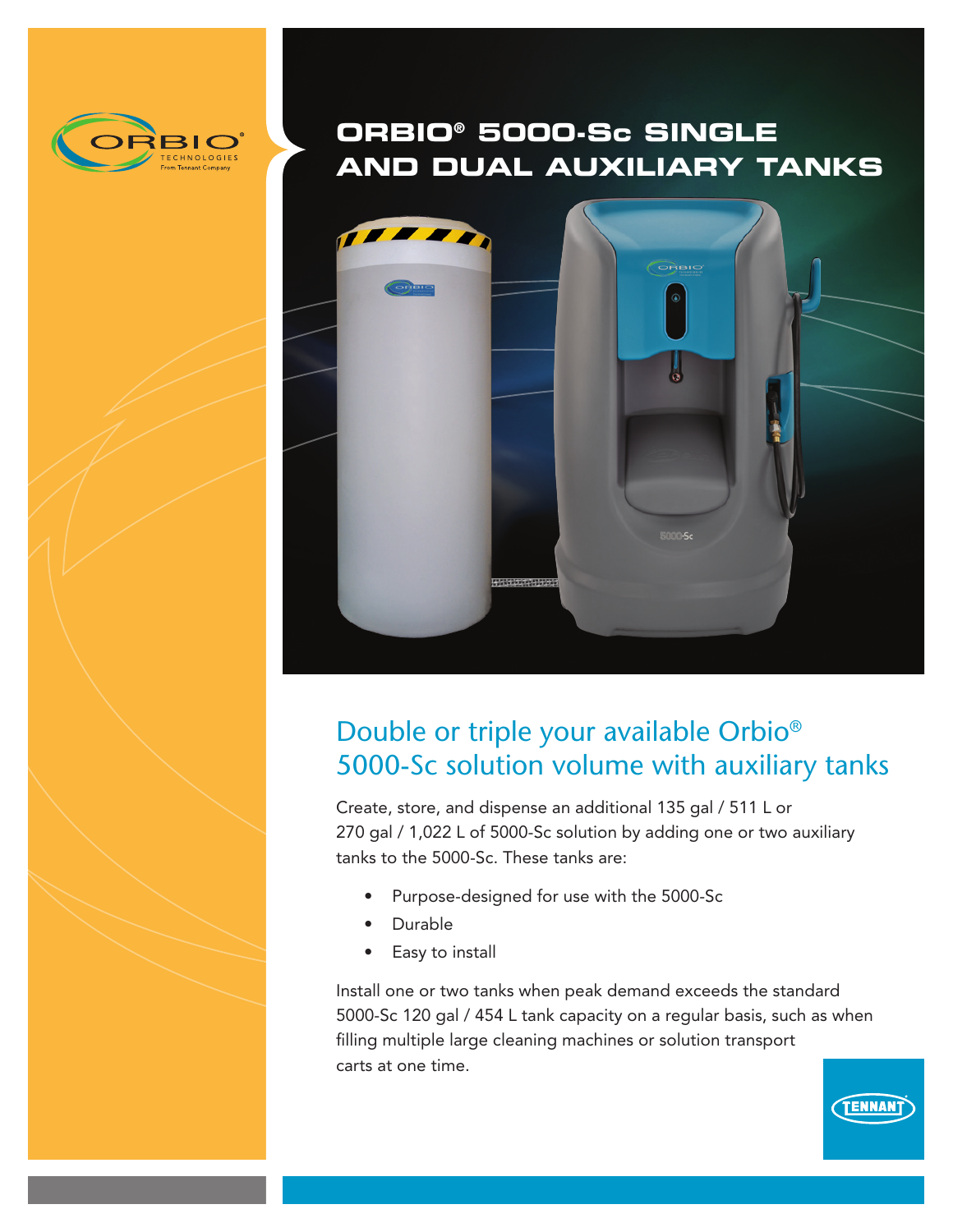# ORBIO® 5000-Sc SINGLE AND DUAL AUXILIARY TANKS

## Double or triple your available Orbio® 5000-Sc solution volume with auxiliary tanks

Create, store, and dispense an additional 135 gal / 511 L or 270 gal / 1,022 L of 5000-Sc solution by adding one or two auxiliary tanks to the 5000-Sc. These tanks are:

- Purpose-designed for use with the 5000-Sc
- Durable
- Easy to install

Install one or two tanks when peak demand exceeds the standard 5000-Sc 120 gal / 454 L tank capacity on a regular basis, such as when filling multiple large cleaning machines or solution transport carts at one time.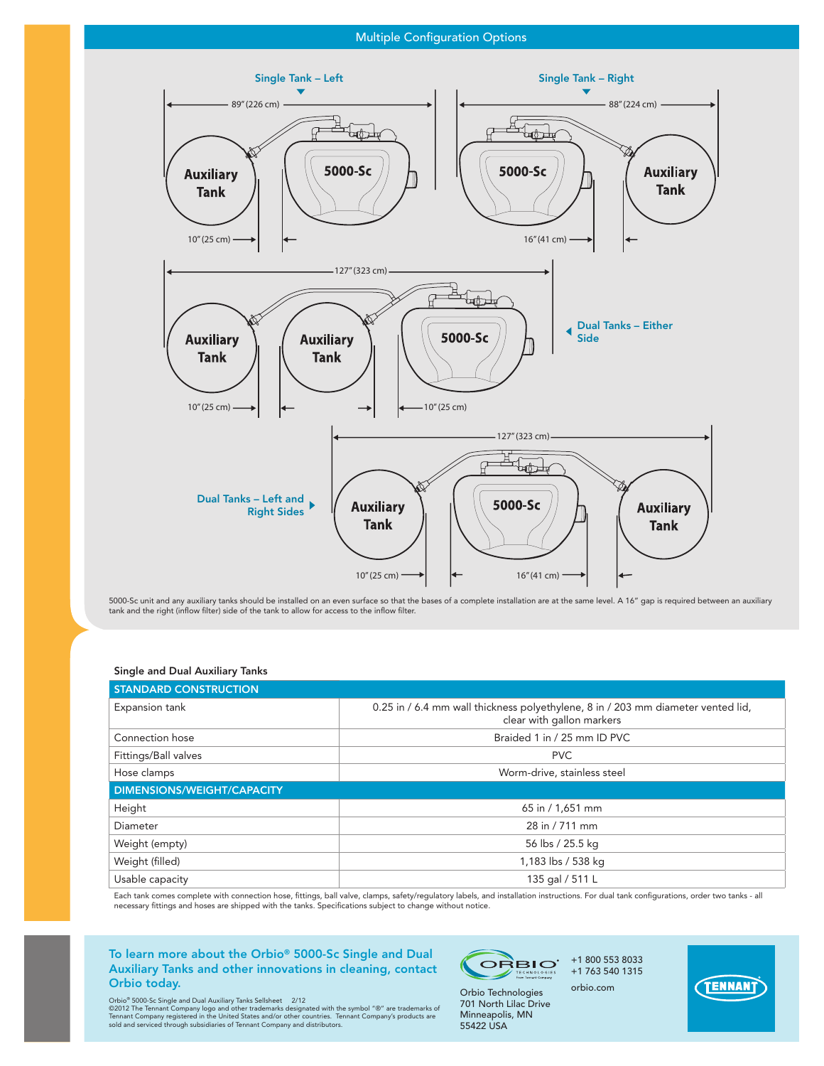## Multiple Configuration Options

Single Tank – Left

89" (226 cm)

Auxiliary Tank

5000-Sc

10" (25 cm)

Single Tank – Right

88" (224 cm)

5000-Sc

Auxiliary Tank

16" (41 cm)

127" (323 cm)

Auxiliary Tank

Auxiliary Tank

5000-Sc

10" (25 cm)

10" (25 cm)

Dual Tanks – Either Side

127" (323 cm)

Dual Tanks – Left and Right Sides

Auxiliary Tank

5000-Sc

Auxiliary Tank

10" (25 cm)

16" (41 cm)

5000-Sc unit and any auxiliary tanks should be installed on an even surface so that the bases of a complete installation are at the same level. A 16" gap is required between an auxiliary tank and the right (inflow filter) side of the tank to allow for access to the inflow filter.

### Single and Dual Auxiliary Tanks

| | |
|---|---|
| **STANDARD CONSTRUCTION** | |
| Expansion tank | 0.25 in / 6.4 mm wall thickness polyethylene, 8 in / 203 mm diameter vented lid, clear with gallon markers |
| Connection hose | Braided 1 in / 25 mm ID PVC |
| Fittings/Ball valves | PVC |
| Hose clamps | Worm-drive, stainless steel |
| **DIMENSIONS/WEIGHT/CAPACITY** | |
| Height | 65 in / 1,651 mm |
| Diameter | 28 in / 711 mm |
| Weight (empty) | 56 lbs / 25.5 kg |
| Weight (filled) | 1,183 lbs / 538 kg |
| Usable capacity | 135 gal / 511 L |

Each tank comes complete with connection hose, fittings, ball valve, clamps, safety/regulatory labels, and installation instructions. For dual tank configurations, order two tanks - all necessary fittings and hoses are shipped with the tanks. Specifications subject to change without notice.

**To learn more about the Orbio® 5000-Sc Single and Dual Auxiliary Tanks and other innovations in cleaning, contact Orbio today.**

Orbio® 5000-Sc Single and Dual Auxiliary Tanks Sellsheet 2/12
©2012 The Tennant Company logo and other trademarks designated with the symbol "®" are trademarks of Tennant Company registered in the United States and/or other countries. Tennant Company's products are sold and serviced through subsidiaries of Tennant Company and distributors.

ORBIO TECHNOLOGIES From Tennant Company

Orbio Technologies
701 North Lilac Drive
Minneapolis, MN
55422 USA

+1 800 553 8033
+1 763 540 1315

orbio.com

TENNANT